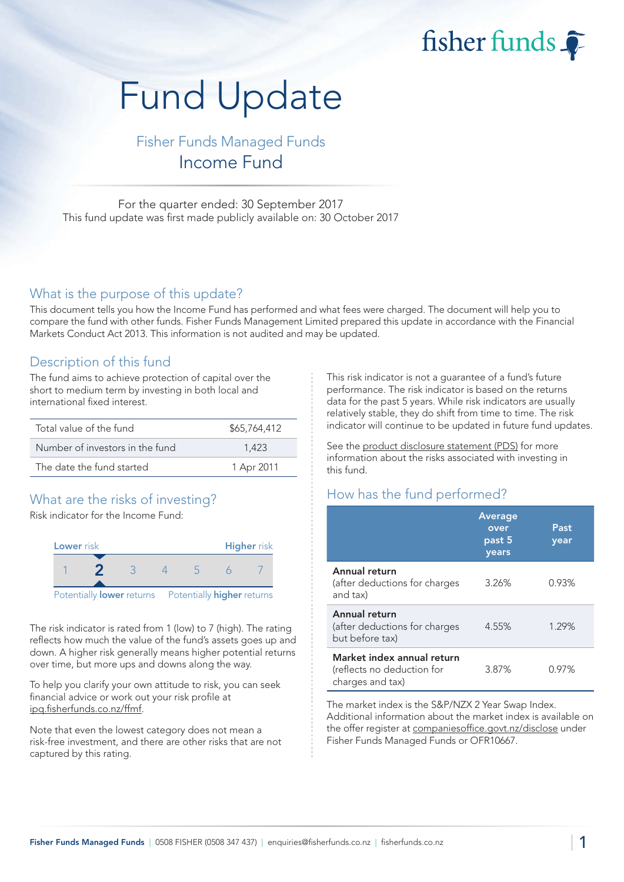fisher funds

# Fund Update

## Fisher Funds Managed Funds
## Income Fund

For the quarter ended: 30 September 2017
This fund update was first made publicly available on: 30 October 2017

## What is the purpose of this update?

This document tells you how the Income Fund has performed and what fees were charged. The document will help you to compare the fund with other funds. Fisher Funds Management Limited prepared this update in accordance with the Financial Markets Conduct Act 2013. This information is not audited and may be updated.

## Description of this fund

The fund aims to achieve protection of capital over the short to medium term by investing in both local and international fixed interest.

| | |
|---|---|
| Total value of the fund | $65,764,412 |
| Number of investors in the fund | 1,423 |
| The date the fund started | 1 Apr 2011 |

## What are the risks of investing?

Risk indicator for the Income Fund:

| Lower risk | | | | | | Higher risk |
|---|---|---|---|---|---|---|
| 1 | **2** | 3 | 4 | 5 | 6 | 7 |

Potentially **lower** returns — Potentially **higher** returns

The risk indicator is rated from 1 (low) to 7 (high). The rating reflects how much the value of the fund's assets goes up and down. A higher risk generally means higher potential returns over time, but more ups and downs along the way.

To help you clarify your own attitude to risk, you can seek financial advice or work out your risk profile at ipq.fisherfunds.co.nz/ffmf.

Note that even the lowest category does not mean a risk-free investment, and there are other risks that are not captured by this rating.

This risk indicator is not a guarantee of a fund's future performance. The risk indicator is based on the returns data for the past 5 years. While risk indicators are usually relatively stable, they do shift from time to time. The risk indicator will continue to be updated in future fund updates.

See the product disclosure statement (PDS) for more information about the risks associated with investing in this fund.

## How has the fund performed?

| | Average over past 5 years | Past year |
|---|---|---|
| **Annual return** (after deductions for charges and tax) | 3.26% | 0.93% |
| **Annual return** (after deductions for charges but before tax) | 4.55% | 1.29% |
| **Market index annual return** (reflects no deduction for charges and tax) | 3.87% | 0.97% |

The market index is the S&P/NZX 2 Year Swap Index. Additional information about the market index is available on the offer register at companiesoffice.govt.nz/disclose under Fisher Funds Managed Funds or OFR10667.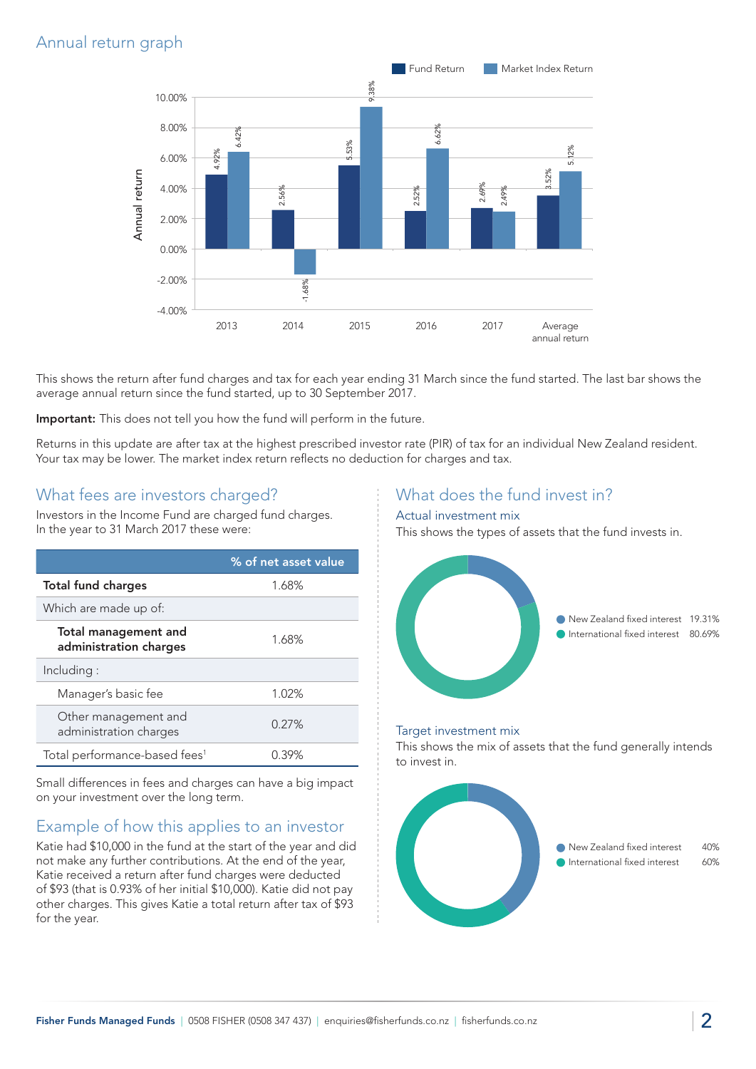## Annual return graph

| Year | Fund Return | Market Index Return |
|---|---|---|
| 2013 | 4.92% | 6.42% |
| 2014 | 2.56% | -1.68% |
| 2015 | 5.53% | 9.38% |
| 2016 | 2.52% | 6.62% |
| 2017 | 2.69% | 2.49% |
| Average annual return | 3.52% | 5.12% |

This shows the return after fund charges and tax for each year ending 31 March since the fund started. The last bar shows the average annual return since the fund started, up to 30 September 2017.

**Important:** This does not tell you how the fund will perform in the future.

Returns in this update are after tax at the highest prescribed investor rate (PIR) of tax for an individual New Zealand resident. Your tax may be lower. The market index return reflects no deduction for charges and tax.

## What fees are investors charged?

Investors in the Income Fund are charged fund charges. In the year to 31 March 2017 these were:

| | % of net asset value |
|---|---|
| **Total fund charges** | 1.68% |
| Which are made up of: | |
| **Total management and administration charges** | 1.68% |
| Including : | |
| Manager's basic fee | 1.02% |
| Other management and administration charges | 0.27% |
| Total performance-based fees[1] | 0.39% |

Small differences in fees and charges can have a big impact on your investment over the long term.

## Example of how this applies to an investor

Katie had $10,000 in the fund at the start of the year and did not make any further contributions. At the end of the year, Katie received a return after fund charges were deducted of $93 (that is 0.93% of her initial $10,000). Katie did not pay other charges. This gives Katie a total return after tax of $93 for the year.

## What does the fund invest in?

### Actual investment mix

This shows the types of assets that the fund invests in.

- New Zealand fixed interest 19.31%
- International fixed interest 80.69%

### Target investment mix

This shows the mix of assets that the fund generally intends to invest in.

- New Zealand fixed interest 40%
- International fixed interest 60%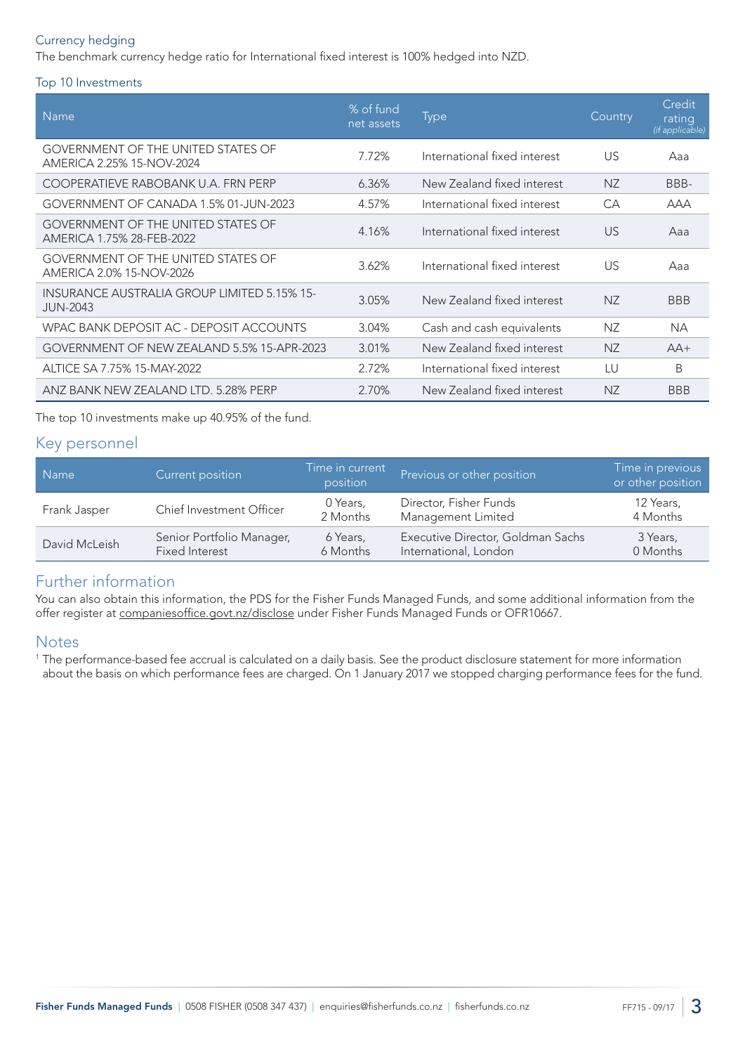### Currency hedging

The benchmark currency hedge ratio for International fixed interest is 100% hedged into NZD.

### Top 10 Investments

| Name | % of fund net assets | Type | Country | Credit rating *(if applicable)* |
|---|---|---|---|---|
| GOVERNMENT OF THE UNITED STATES OF AMERICA 2.25% 15-NOV-2024 | 7.72% | International fixed interest | US | Aaa |
| COOPERATIEVE RABOBANK U.A. FRN PERP | 6.36% | New Zealand fixed interest | NZ | BBB- |
| GOVERNMENT OF CANADA 1.5% 01-JUN-2023 | 4.57% | International fixed interest | CA | AAA |
| GOVERNMENT OF THE UNITED STATES OF AMERICA 1.75% 28-FEB-2022 | 4.16% | International fixed interest | US | Aaa |
| GOVERNMENT OF THE UNITED STATES OF AMERICA 2.0% 15-NOV-2026 | 3.62% | International fixed interest | US | Aaa |
| INSURANCE AUSTRALIA GROUP LIMITED 5.15% 15-JUN-2043 | 3.05% | New Zealand fixed interest | NZ | BBB |
| WPAC BANK DEPOSIT AC - DEPOSIT ACCOUNTS | 3.04% | Cash and cash equivalents | NZ | NA |
| GOVERNMENT OF NEW ZEALAND 5.5% 15-APR-2023 | 3.01% | New Zealand fixed interest | NZ | AA+ |
| ALTICE SA 7.75% 15-MAY-2022 | 2.72% | International fixed interest | LU | B |
| ANZ BANK NEW ZEALAND LTD. 5.28% PERP | 2.70% | New Zealand fixed interest | NZ | BBB |

The top 10 investments make up 40.95% of the fund.

## Key personnel

| Name | Current position | Time in current position | Previous or other position | Time in previous or other position |
|---|---|---|---|---|
| Frank Jasper | Chief Investment Officer | 0 Years, 2 Months | Director, Fisher Funds Management Limited | 12 Years, 4 Months |
| David McLeish | Senior Portfolio Manager, Fixed Interest | 6 Years, 6 Months | Executive Director, Goldman Sachs International, London | 3 Years, 0 Months |

## Further information

You can also obtain this information, the PDS for the Fisher Funds Managed Funds, and some additional information from the offer register at companiesoffice.govt.nz/disclose under Fisher Funds Managed Funds or OFR10667.

## Notes

[1] The performance-based fee accrual is calculated on a daily basis. See the product disclosure statement for more information about the basis on which performance fees are charged. On 1 January 2017 we stopped charging performance fees for the fund.